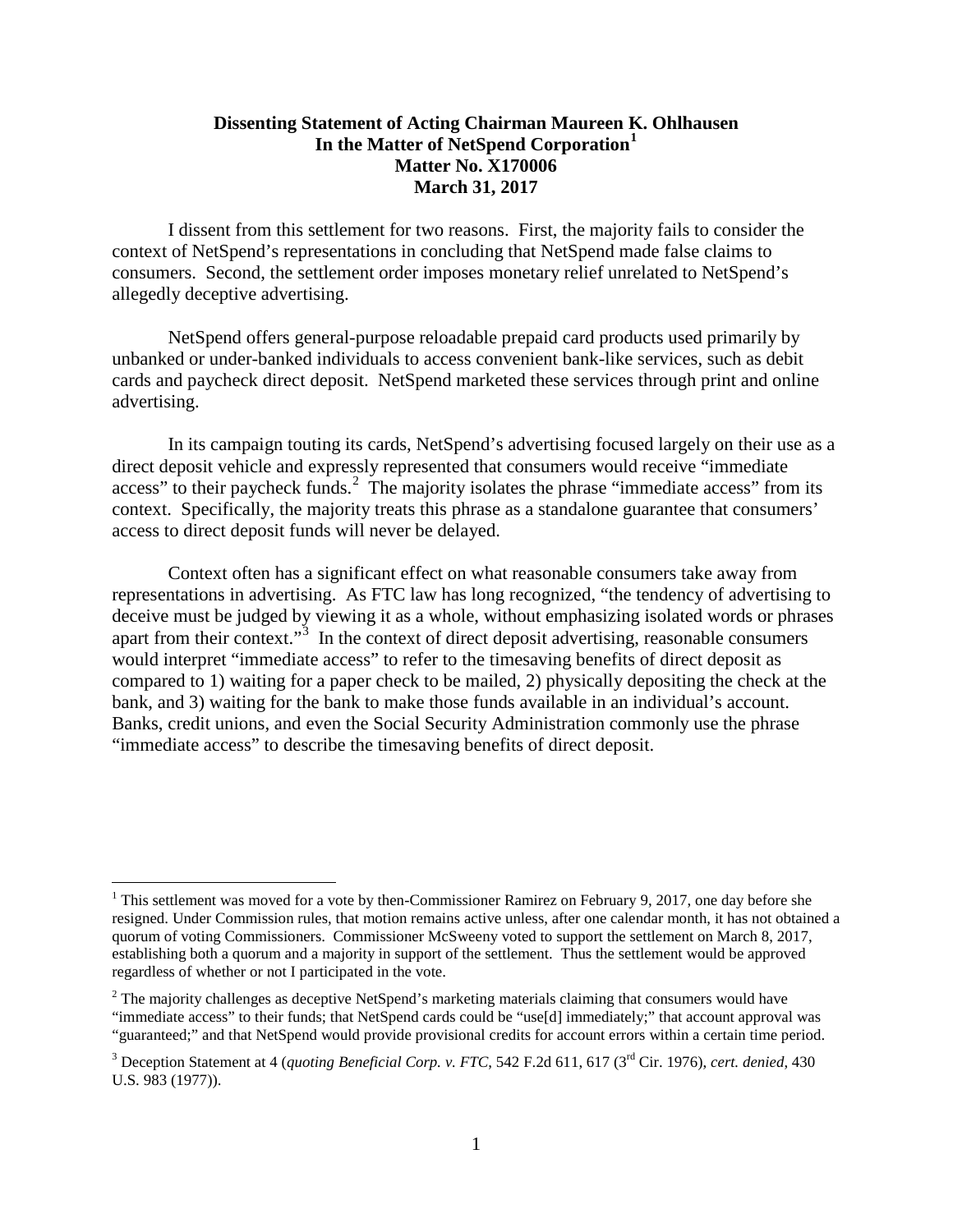**Dissenting Statement of Acting Chairman Maureen K. Ohlhausen**
**In the Matter of NetSpend Corporation[1]**
**Matter No. X170006**
**March 31, 2017**

I dissent from this settlement for two reasons. First, the majority fails to consider the context of NetSpend's representations in concluding that NetSpend made false claims to consumers. Second, the settlement order imposes monetary relief unrelated to NetSpend's allegedly deceptive advertising.

NetSpend offers general-purpose reloadable prepaid card products used primarily by unbanked or under-banked individuals to access convenient bank-like services, such as debit cards and paycheck direct deposit. NetSpend marketed these services through print and online advertising.

In its campaign touting its cards, NetSpend's advertising focused largely on their use as a direct deposit vehicle and expressly represented that consumers would receive "immediate access" to their paycheck funds.[2] The majority isolates the phrase "immediate access" from its context. Specifically, the majority treats this phrase as a standalone guarantee that consumers' access to direct deposit funds will never be delayed.

Context often has a significant effect on what reasonable consumers take away from representations in advertising. As FTC law has long recognized, "the tendency of advertising to deceive must be judged by viewing it as a whole, without emphasizing isolated words or phrases apart from their context."[3] In the context of direct deposit advertising, reasonable consumers would interpret "immediate access" to refer to the timesaving benefits of direct deposit as compared to 1) waiting for a paper check to be mailed, 2) physically depositing the check at the bank, and 3) waiting for the bank to make those funds available in an individual's account. Banks, credit unions, and even the Social Security Administration commonly use the phrase "immediate access" to describe the timesaving benefits of direct deposit.

---

[1] This settlement was moved for a vote by then-Commissioner Ramirez on February 9, 2017, one day before she resigned. Under Commission rules, that motion remains active unless, after one calendar month, it has not obtained a quorum of voting Commissioners. Commissioner McSweeny voted to support the settlement on March 8, 2017, establishing both a quorum and a majority in support of the settlement. Thus the settlement would be approved regardless of whether or not I participated in the vote.

[2] The majority challenges as deceptive NetSpend's marketing materials claiming that consumers would have "immediate access" to their funds; that NetSpend cards could be "use[d] immediately;" that account approval was "guaranteed;" and that NetSpend would provide provisional credits for account errors within a certain time period.

[3] Deception Statement at 4 (*quoting Beneficial Corp. v. FTC*, 542 F.2d 611, 617 (3rd Cir. 1976), *cert. denied*, 430 U.S. 983 (1977)).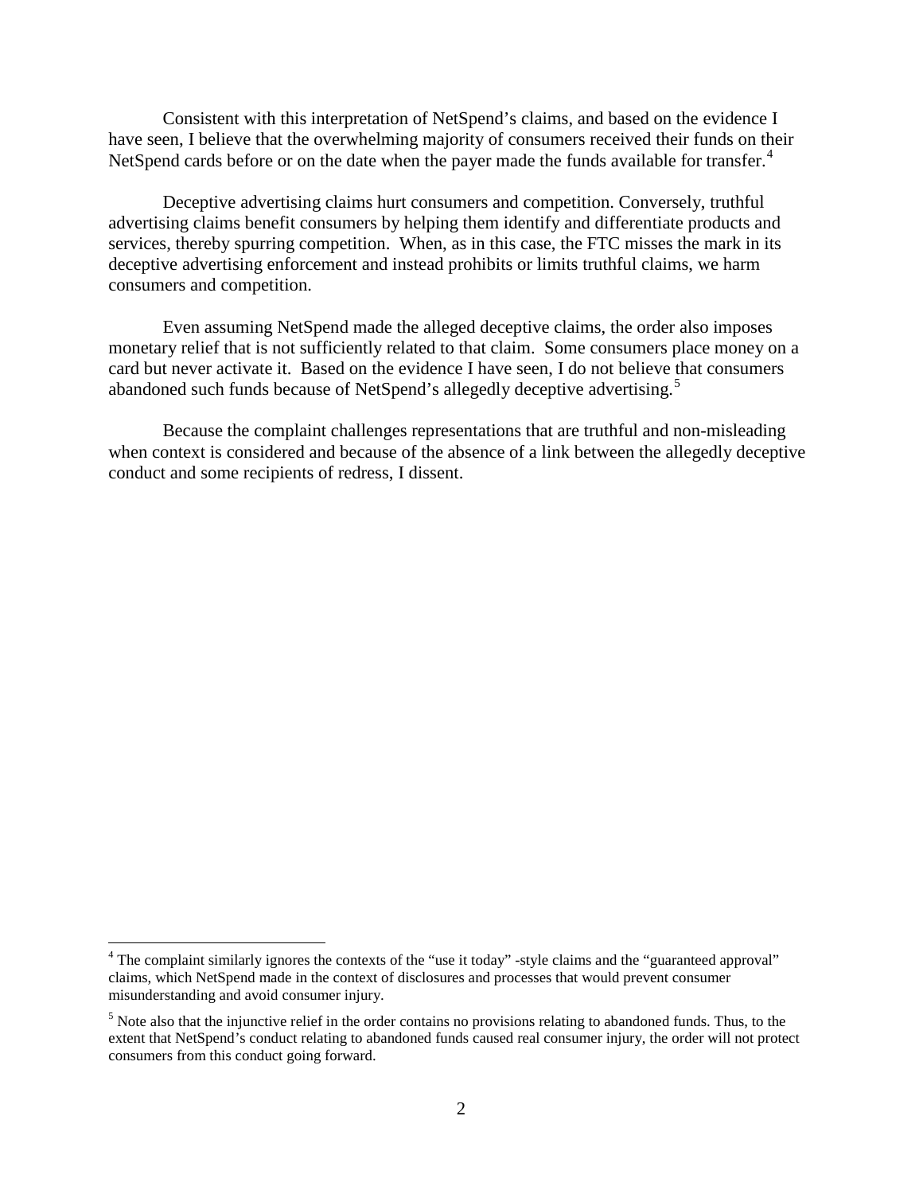Consistent with this interpretation of NetSpend's claims, and based on the evidence I have seen, I believe that the overwhelming majority of consumers received their funds on their NetSpend cards before or on the date when the payer made the funds available for transfer.[4]

Deceptive advertising claims hurt consumers and competition. Conversely, truthful advertising claims benefit consumers by helping them identify and differentiate products and services, thereby spurring competition. When, as in this case, the FTC misses the mark in its deceptive advertising enforcement and instead prohibits or limits truthful claims, we harm consumers and competition.

Even assuming NetSpend made the alleged deceptive claims, the order also imposes monetary relief that is not sufficiently related to that claim. Some consumers place money on a card but never activate it. Based on the evidence I have seen, I do not believe that consumers abandoned such funds because of NetSpend's allegedly deceptive advertising.[5]

Because the complaint challenges representations that are truthful and non-misleading when context is considered and because of the absence of a link between the allegedly deceptive conduct and some recipients of redress, I dissent.

---

[4] The complaint similarly ignores the contexts of the "use it today" -style claims and the "guaranteed approval" claims, which NetSpend made in the context of disclosures and processes that would prevent consumer misunderstanding and avoid consumer injury.

[5] Note also that the injunctive relief in the order contains no provisions relating to abandoned funds. Thus, to the extent that NetSpend's conduct relating to abandoned funds caused real consumer injury, the order will not protect consumers from this conduct going forward.